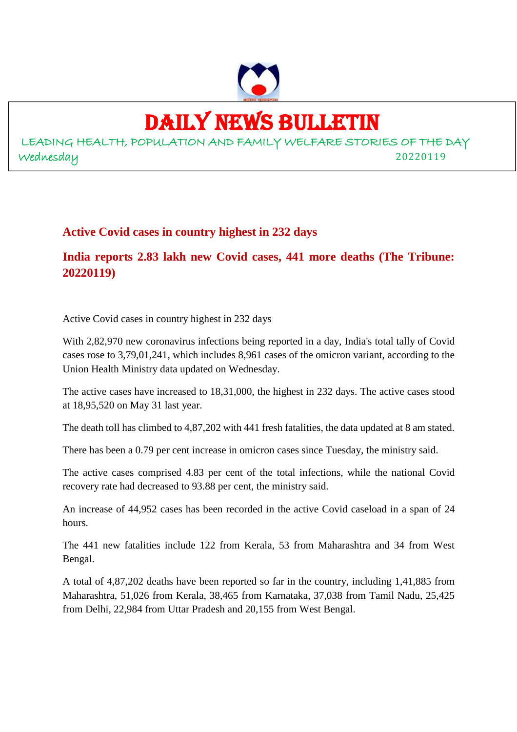# DAILY NEWS BULLETIN

LEADING HEALTH, POPULATION AND FAMILY WELFARE STORIES OF THE DAY

Wednesday 20220119

## Active Covid cases in country highest in 232 days

## India reports 2.83 lakh new Covid cases, 441 more deaths (The Tribune: 20220119)

Active Covid cases in country highest in 232 days

With 2,82,970 new coronavirus infections being reported in a day, India's total tally of Covid cases rose to 3,79,01,241, which includes 8,961 cases of the omicron variant, according to the Union Health Ministry data updated on Wednesday.

The active cases have increased to 18,31,000, the highest in 232 days. The active cases stood at 18,95,520 on May 31 last year.

The death toll has climbed to 4,87,202 with 441 fresh fatalities, the data updated at 8 am stated.

There has been a 0.79 per cent increase in omicron cases since Tuesday, the ministry said.

The active cases comprised 4.83 per cent of the total infections, while the national Covid recovery rate had decreased to 93.88 per cent, the ministry said.

An increase of 44,952 cases has been recorded in the active Covid caseload in a span of 24 hours.

The 441 new fatalities include 122 from Kerala, 53 from Maharashtra and 34 from West Bengal.

A total of 4,87,202 deaths have been reported so far in the country, including 1,41,885 from Maharashtra, 51,026 from Kerala, 38,465 from Karnataka, 37,038 from Tamil Nadu, 25,425 from Delhi, 22,984 from Uttar Pradesh and 20,155 from West Bengal.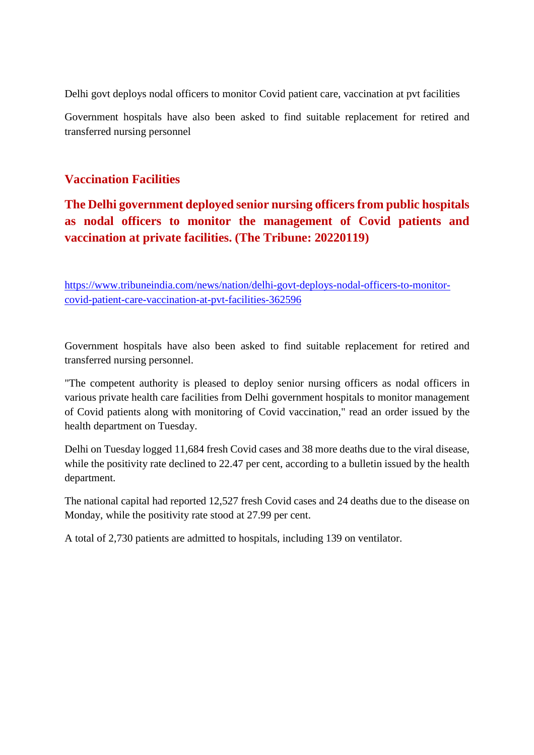Delhi govt deploys nodal officers to monitor Covid patient care, vaccination at pvt facilities

Government hospitals have also been asked to find suitable replacement for retired and transferred nursing personnel

## Vaccination Facilities

### The Delhi government deployed senior nursing officers from public hospitals as nodal officers to monitor the management of Covid patients and vaccination at private facilities. (The Tribune: 20220119)

https://www.tribuneindia.com/news/nation/delhi-govt-deploys-nodal-officers-to-monitor-covid-patient-care-vaccination-at-pvt-facilities-362596

Government hospitals have also been asked to find suitable replacement for retired and transferred nursing personnel.

"The competent authority is pleased to deploy senior nursing officers as nodal officers in various private health care facilities from Delhi government hospitals to monitor management of Covid patients along with monitoring of Covid vaccination," read an order issued by the health department on Tuesday.

Delhi on Tuesday logged 11,684 fresh Covid cases and 38 more deaths due to the viral disease, while the positivity rate declined to 22.47 per cent, according to a bulletin issued by the health department.

The national capital had reported 12,527 fresh Covid cases and 24 deaths due to the disease on Monday, while the positivity rate stood at 27.99 per cent.

A total of 2,730 patients are admitted to hospitals, including 139 on ventilator.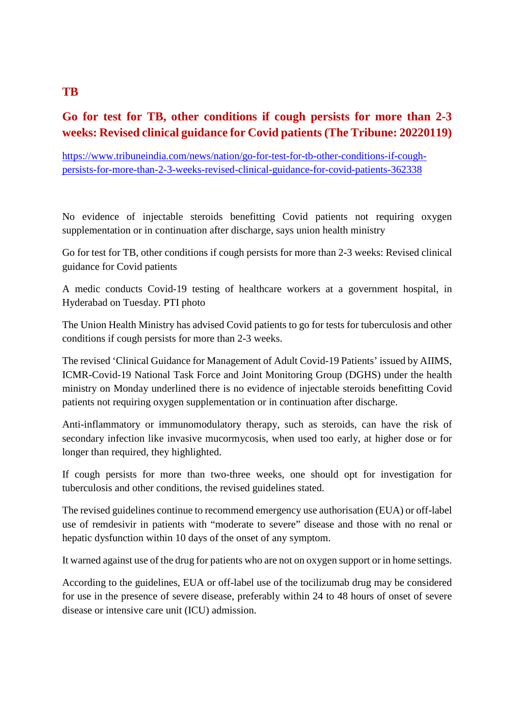## TB

## Go for test for TB, other conditions if cough persists for more than 2-3 weeks: Revised clinical guidance for Covid patients (The Tribune: 20220119)

https://www.tribuneindia.com/news/nation/go-for-test-for-tb-other-conditions-if-cough-persists-for-more-than-2-3-weeks-revised-clinical-guidance-for-covid-patients-362338

No evidence of injectable steroids benefitting Covid patients not requiring oxygen supplementation or in continuation after discharge, says union health ministry

Go for test for TB, other conditions if cough persists for more than 2-3 weeks: Revised clinical guidance for Covid patients

A medic conducts Covid-19 testing of healthcare workers at a government hospital, in Hyderabad on Tuesday. PTI photo

The Union Health Ministry has advised Covid patients to go for tests for tuberculosis and other conditions if cough persists for more than 2-3 weeks.

The revised 'Clinical Guidance for Management of Adult Covid-19 Patients' issued by AIIMS, ICMR-Covid-19 National Task Force and Joint Monitoring Group (DGHS) under the health ministry on Monday underlined there is no evidence of injectable steroids benefitting Covid patients not requiring oxygen supplementation or in continuation after discharge.

Anti-inflammatory or immunomodulatory therapy, such as steroids, can have the risk of secondary infection like invasive mucormycosis, when used too early, at higher dose or for longer than required, they highlighted.

If cough persists for more than two-three weeks, one should opt for investigation for tuberculosis and other conditions, the revised guidelines stated.

The revised guidelines continue to recommend emergency use authorisation (EUA) or off-label use of remdesivir in patients with "moderate to severe" disease and those with no renal or hepatic dysfunction within 10 days of the onset of any symptom.

It warned against use of the drug for patients who are not on oxygen support or in home settings.

According to the guidelines, EUA or off-label use of the tocilizumab drug may be considered for use in the presence of severe disease, preferably within 24 to 48 hours of onset of severe disease or intensive care unit (ICU) admission.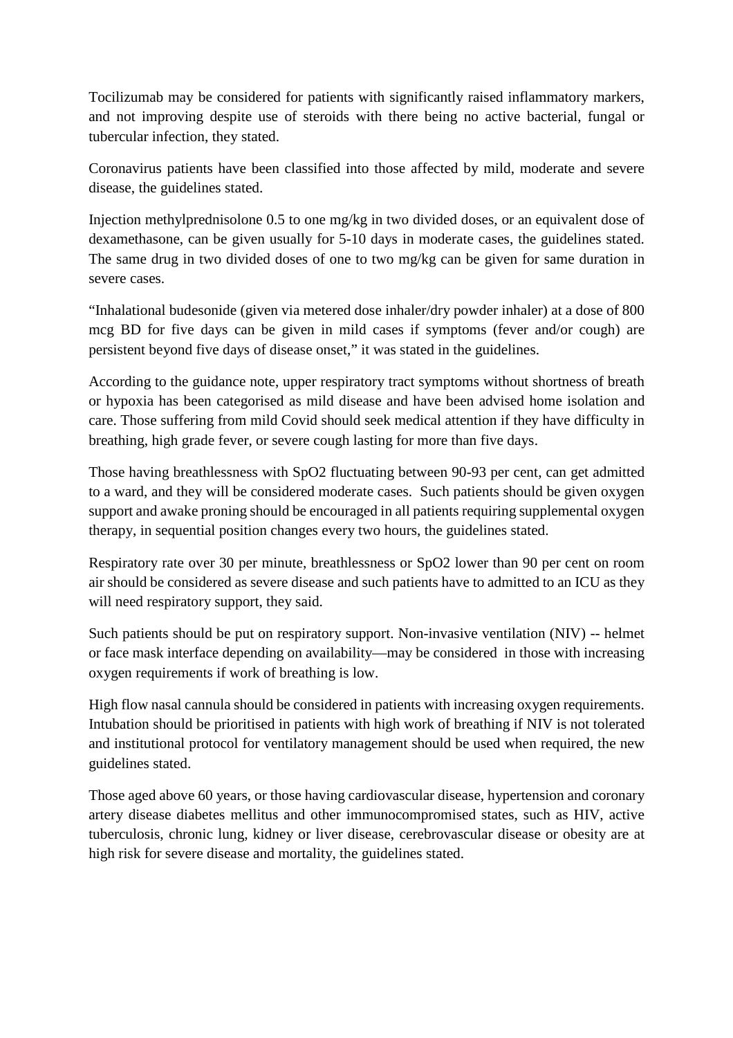Tocilizumab may be considered for patients with significantly raised inflammatory markers, and not improving despite use of steroids with there being no active bacterial, fungal or tubercular infection, they stated.

Coronavirus patients have been classified into those affected by mild, moderate and severe disease, the guidelines stated.

Injection methylprednisolone 0.5 to one mg/kg in two divided doses, or an equivalent dose of dexamethasone, can be given usually for 5-10 days in moderate cases, the guidelines stated. The same drug in two divided doses of one to two mg/kg can be given for same duration in severe cases.

"Inhalational budesonide (given via metered dose inhaler/dry powder inhaler) at a dose of 800 mcg BD for five days can be given in mild cases if symptoms (fever and/or cough) are persistent beyond five days of disease onset," it was stated in the guidelines.

According to the guidance note, upper respiratory tract symptoms without shortness of breath or hypoxia has been categorised as mild disease and have been advised home isolation and care. Those suffering from mild Covid should seek medical attention if they have difficulty in breathing, high grade fever, or severe cough lasting for more than five days.

Those having breathlessness with SpO2 fluctuating between 90-93 per cent, can get admitted to a ward, and they will be considered moderate cases. Such patients should be given oxygen support and awake proning should be encouraged in all patients requiring supplemental oxygen therapy, in sequential position changes every two hours, the guidelines stated.

Respiratory rate over 30 per minute, breathlessness or SpO2 lower than 90 per cent on room air should be considered as severe disease and such patients have to admitted to an ICU as they will need respiratory support, they said.

Such patients should be put on respiratory support. Non-invasive ventilation (NIV) -- helmet or face mask interface depending on availability—may be considered in those with increasing oxygen requirements if work of breathing is low.

High flow nasal cannula should be considered in patients with increasing oxygen requirements. Intubation should be prioritised in patients with high work of breathing if NIV is not tolerated and institutional protocol for ventilatory management should be used when required, the new guidelines stated.

Those aged above 60 years, or those having cardiovascular disease, hypertension and coronary artery disease diabetes mellitus and other immunocompromised states, such as HIV, active tuberculosis, chronic lung, kidney or liver disease, cerebrovascular disease or obesity are at high risk for severe disease and mortality, the guidelines stated.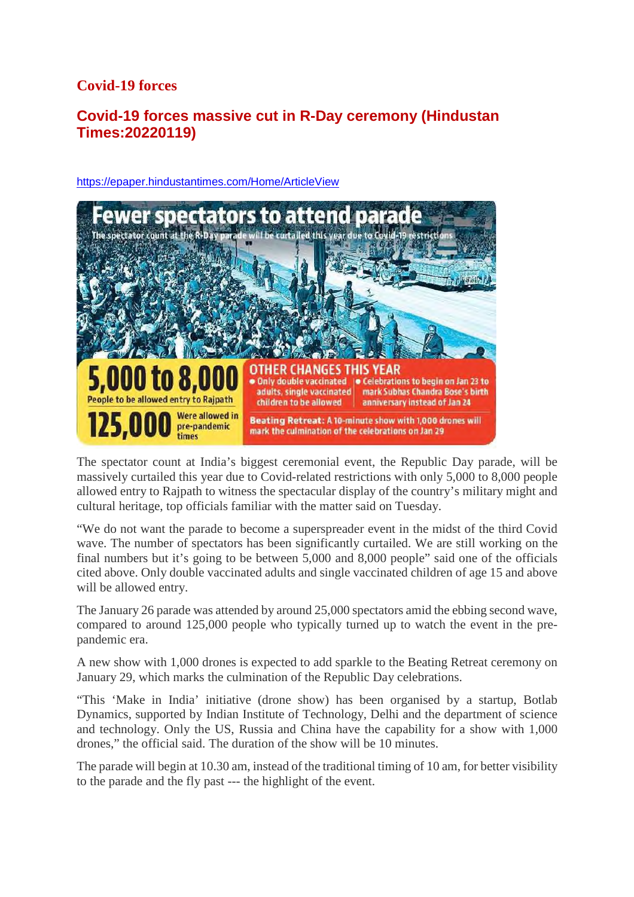## Covid-19 forces

## Covid-19 forces massive cut in R-Day ceremony (Hindustan Times:20220119)

https://epaper.hindustantimes.com/Home/ArticleView

**Fewer spectators to attend parade**

The spectator count at the R-Day parade will be curtailed this year due to Covid-19 restrictions

**5,000 to 8,000** People to be allowed entry to Rajpath

**125,000** Were allowed in pre-pandemic times

**OTHER CHANGES THIS YEAR**

- Only double vaccinated adults, single vaccinated children to be allowed
- Celebrations to begin on Jan 23 to mark Subhas Chandra Bose's birth anniversary instead of Jan 24

**Beating Retreat:** A 10-minute show with 1,000 drones will mark the culmination of the celebrations on Jan 29

The spectator count at India's biggest ceremonial event, the Republic Day parade, will be massively curtailed this year due to Covid-related restrictions with only 5,000 to 8,000 people allowed entry to Rajpath to witness the spectacular display of the country's military might and cultural heritage, top officials familiar with the matter said on Tuesday.

"We do not want the parade to become a superspreader event in the midst of the third Covid wave. The number of spectators has been significantly curtailed. We are still working on the final numbers but it's going to be between 5,000 and 8,000 people" said one of the officials cited above. Only double vaccinated adults and single vaccinated children of age 15 and above will be allowed entry.

The January 26 parade was attended by around 25,000 spectators amid the ebbing second wave, compared to around 125,000 people who typically turned up to watch the event in the pre-pandemic era.

A new show with 1,000 drones is expected to add sparkle to the Beating Retreat ceremony on January 29, which marks the culmination of the Republic Day celebrations.

"This 'Make in India' initiative (drone show) has been organised by a startup, Botlab Dynamics, supported by Indian Institute of Technology, Delhi and the department of science and technology. Only the US, Russia and China have the capability for a show with 1,000 drones," the official said. The duration of the show will be 10 minutes.

The parade will begin at 10.30 am, instead of the traditional timing of 10 am, for better visibility to the parade and the fly past --- the highlight of the event.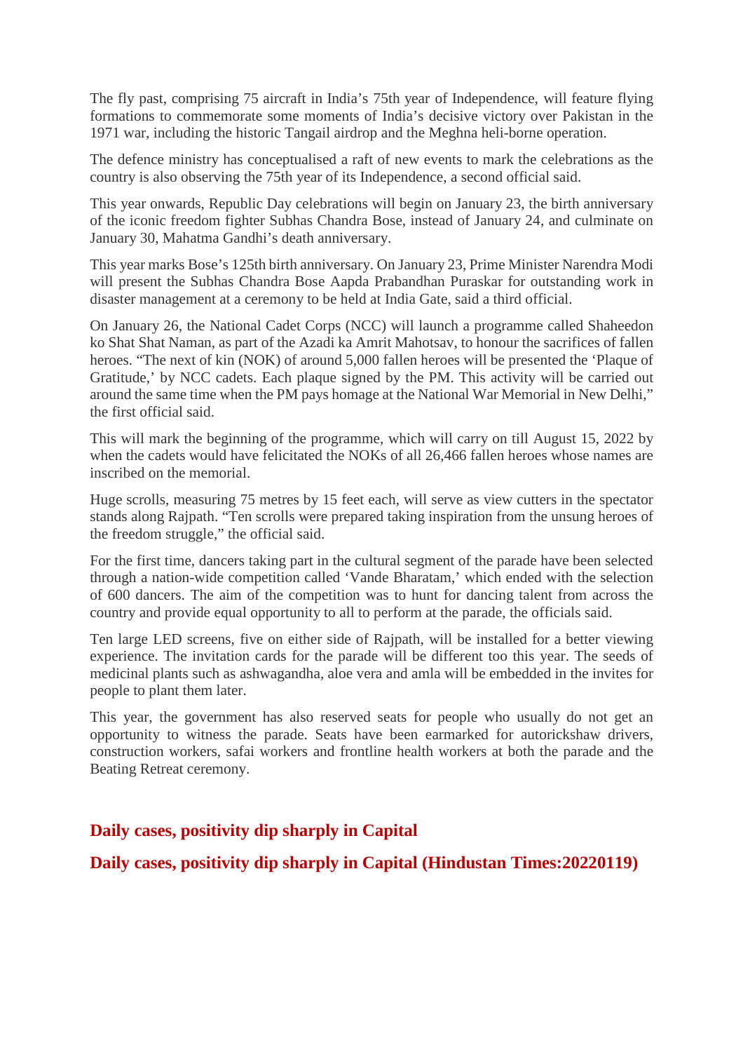The fly past, comprising 75 aircraft in India's 75th year of Independence, will feature flying formations to commemorate some moments of India's decisive victory over Pakistan in the 1971 war, including the historic Tangail airdrop and the Meghna heli-borne operation.

The defence ministry has conceptualised a raft of new events to mark the celebrations as the country is also observing the 75th year of its Independence, a second official said.

This year onwards, Republic Day celebrations will begin on January 23, the birth anniversary of the iconic freedom fighter Subhas Chandra Bose, instead of January 24, and culminate on January 30, Mahatma Gandhi's death anniversary.

This year marks Bose's 125th birth anniversary. On January 23, Prime Minister Narendra Modi will present the Subhas Chandra Bose Aapda Prabandhan Puraskar for outstanding work in disaster management at a ceremony to be held at India Gate, said a third official.

On January 26, the National Cadet Corps (NCC) will launch a programme called Shaheedon ko Shat Shat Naman, as part of the Azadi ka Amrit Mahotsav, to honour the sacrifices of fallen heroes. "The next of kin (NOK) of around 5,000 fallen heroes will be presented the 'Plaque of Gratitude,' by NCC cadets. Each plaque signed by the PM. This activity will be carried out around the same time when the PM pays homage at the National War Memorial in New Delhi," the first official said.

This will mark the beginning of the programme, which will carry on till August 15, 2022 by when the cadets would have felicitated the NOKs of all 26,466 fallen heroes whose names are inscribed on the memorial.

Huge scrolls, measuring 75 metres by 15 feet each, will serve as view cutters in the spectator stands along Rajpath. "Ten scrolls were prepared taking inspiration from the unsung heroes of the freedom struggle," the official said.

For the first time, dancers taking part in the cultural segment of the parade have been selected through a nation-wide competition called 'Vande Bharatam,' which ended with the selection of 600 dancers. The aim of the competition was to hunt for dancing talent from across the country and provide equal opportunity to all to perform at the parade, the officials said.

Ten large LED screens, five on either side of Rajpath, will be installed for a better viewing experience. The invitation cards for the parade will be different too this year. The seeds of medicinal plants such as ashwagandha, aloe vera and amla will be embedded in the invites for people to plant them later.

This year, the government has also reserved seats for people who usually do not get an opportunity to witness the parade. Seats have been earmarked for autorickshaw drivers, construction workers, safai workers and frontline health workers at both the parade and the Beating Retreat ceremony.

## Daily cases, positivity dip sharply in Capital

## Daily cases, positivity dip sharply in Capital (Hindustan Times:20220119)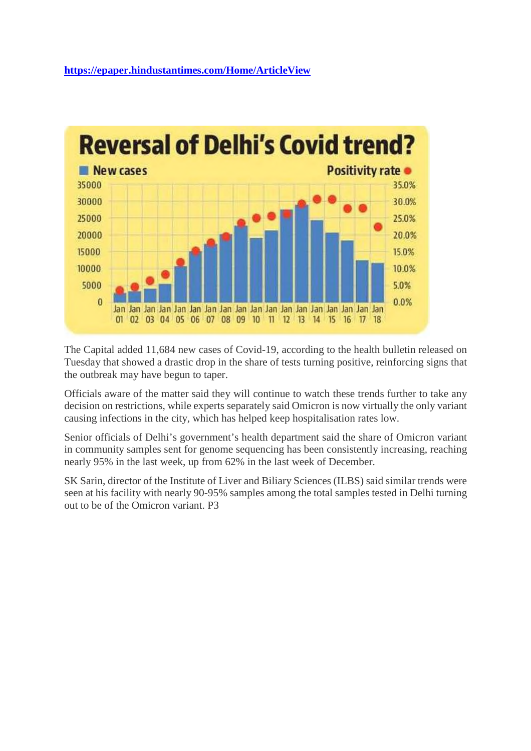https://epaper.hindustantimes.com/Home/ArticleView

## Reversal of Delhi's Covid trend?

The Capital added 11,684 new cases of Covid-19, according to the health bulletin released on Tuesday that showed a drastic drop in the share of tests turning positive, reinforcing signs that the outbreak may have begun to taper.

Officials aware of the matter said they will continue to watch these trends further to take any decision on restrictions, while experts separately said Omicron is now virtually the only variant causing infections in the city, which has helped keep hospitalisation rates low.

Senior officials of Delhi's government's health department said the share of Omicron variant in community samples sent for genome sequencing has been consistently increasing, reaching nearly 95% in the last week, up from 62% in the last week of December.

SK Sarin, director of the Institute of Liver and Biliary Sciences (ILBS) said similar trends were seen at his facility with nearly 90-95% samples among the total samples tested in Delhi turning out to be of the Omicron variant. P3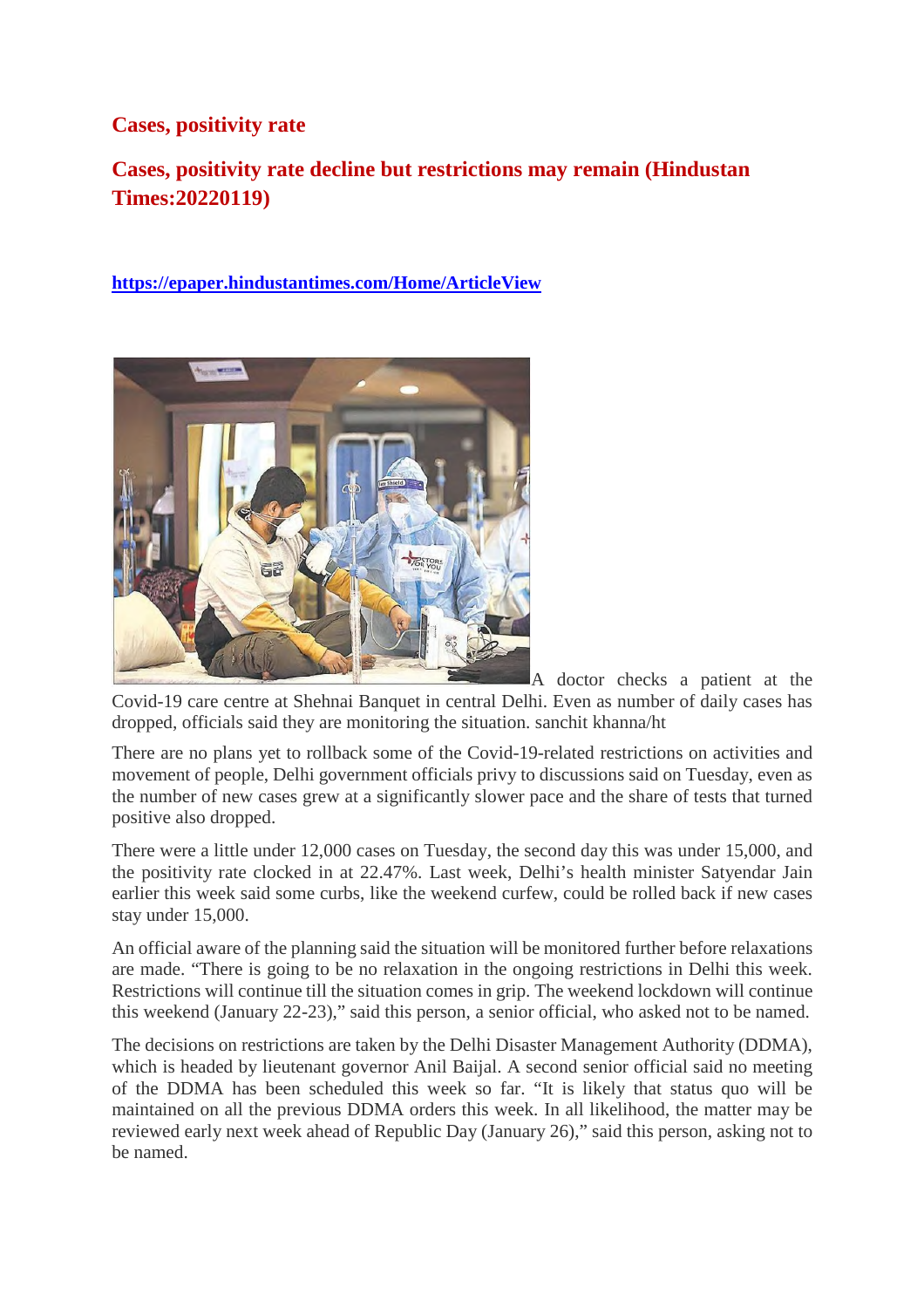## Cases, positivity rate

## Cases, positivity rate decline but restrictions may remain (Hindustan Times:20220119)

https://epaper.hindustantimes.com/Home/ArticleView

A doctor checks a patient at the Covid-19 care centre at Shehnai Banquet in central Delhi. Even as number of daily cases has dropped, officials said they are monitoring the situation. sanchit khanna/ht

There are no plans yet to rollback some of the Covid-19-related restrictions on activities and movement of people, Delhi government officials privy to discussions said on Tuesday, even as the number of new cases grew at a significantly slower pace and the share of tests that turned positive also dropped.

There were a little under 12,000 cases on Tuesday, the second day this was under 15,000, and the positivity rate clocked in at 22.47%. Last week, Delhi's health minister Satyendar Jain earlier this week said some curbs, like the weekend curfew, could be rolled back if new cases stay under 15,000.

An official aware of the planning said the situation will be monitored further before relaxations are made. "There is going to be no relaxation in the ongoing restrictions in Delhi this week. Restrictions will continue till the situation comes in grip. The weekend lockdown will continue this weekend (January 22-23)," said this person, a senior official, who asked not to be named.

The decisions on restrictions are taken by the Delhi Disaster Management Authority (DDMA), which is headed by lieutenant governor Anil Baijal. A second senior official said no meeting of the DDMA has been scheduled this week so far. "It is likely that status quo will be maintained on all the previous DDMA orders this week. In all likelihood, the matter may be reviewed early next week ahead of Republic Day (January 26)," said this person, asking not to be named.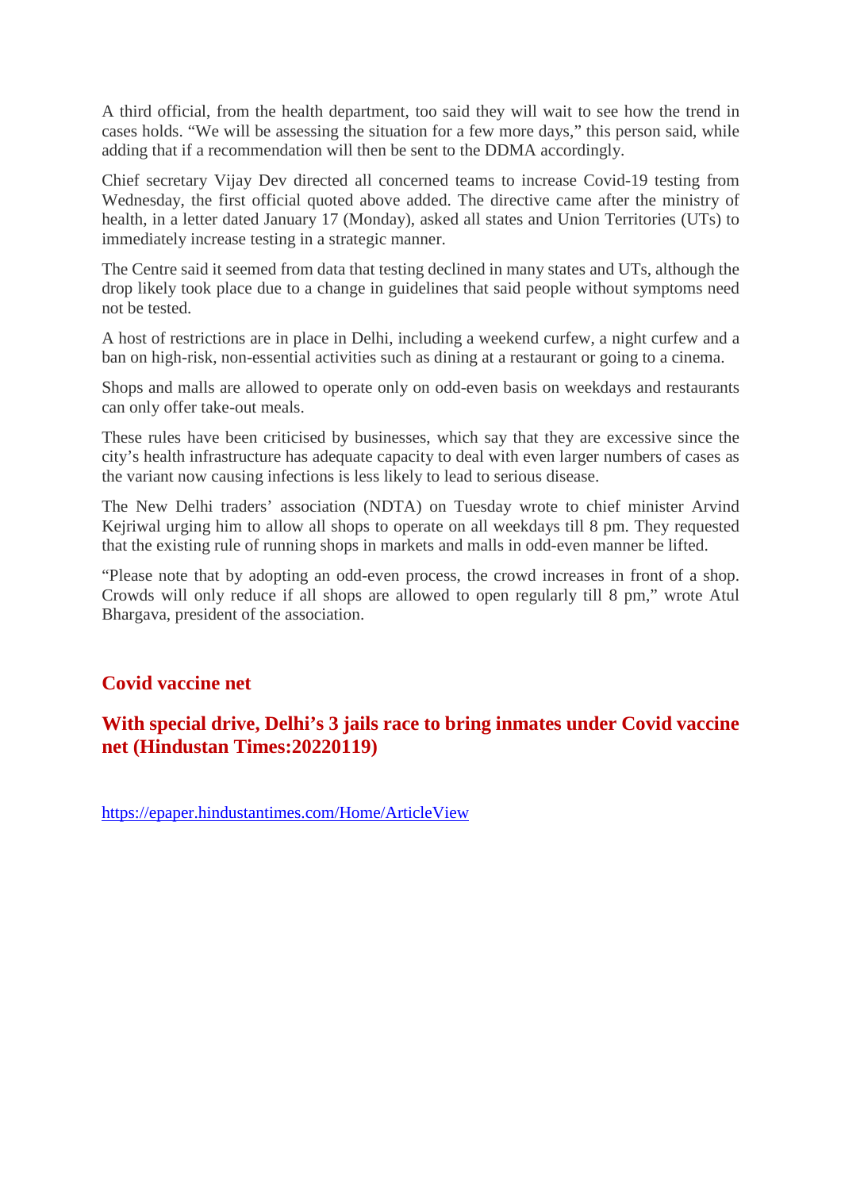A third official, from the health department, too said they will wait to see how the trend in cases holds. “We will be assessing the situation for a few more days,” this person said, while adding that if a recommendation will then be sent to the DDMA accordingly.

Chief secretary Vijay Dev directed all concerned teams to increase Covid-19 testing from Wednesday, the first official quoted above added. The directive came after the ministry of health, in a letter dated January 17 (Monday), asked all states and Union Territories (UTs) to immediately increase testing in a strategic manner.

The Centre said it seemed from data that testing declined in many states and UTs, although the drop likely took place due to a change in guidelines that said people without symptoms need not be tested.

A host of restrictions are in place in Delhi, including a weekend curfew, a night curfew and a ban on high-risk, non-essential activities such as dining at a restaurant or going to a cinema.

Shops and malls are allowed to operate only on odd-even basis on weekdays and restaurants can only offer take-out meals.

These rules have been criticised by businesses, which say that they are excessive since the city’s health infrastructure has adequate capacity to deal with even larger numbers of cases as the variant now causing infections is less likely to lead to serious disease.

The New Delhi traders’ association (NDTA) on Tuesday wrote to chief minister Arvind Kejriwal urging him to allow all shops to operate on all weekdays till 8 pm. They requested that the existing rule of running shops in markets and malls in odd-even manner be lifted.

“Please note that by adopting an odd-even process, the crowd increases in front of a shop. Crowds will only reduce if all shops are allowed to open regularly till 8 pm,” wrote Atul Bhargava, president of the association.

## Covid vaccine net

## With special drive, Delhi’s 3 jails race to bring inmates under Covid vaccine net (Hindustan Times:20220119)

https://epaper.hindustantimes.com/Home/ArticleView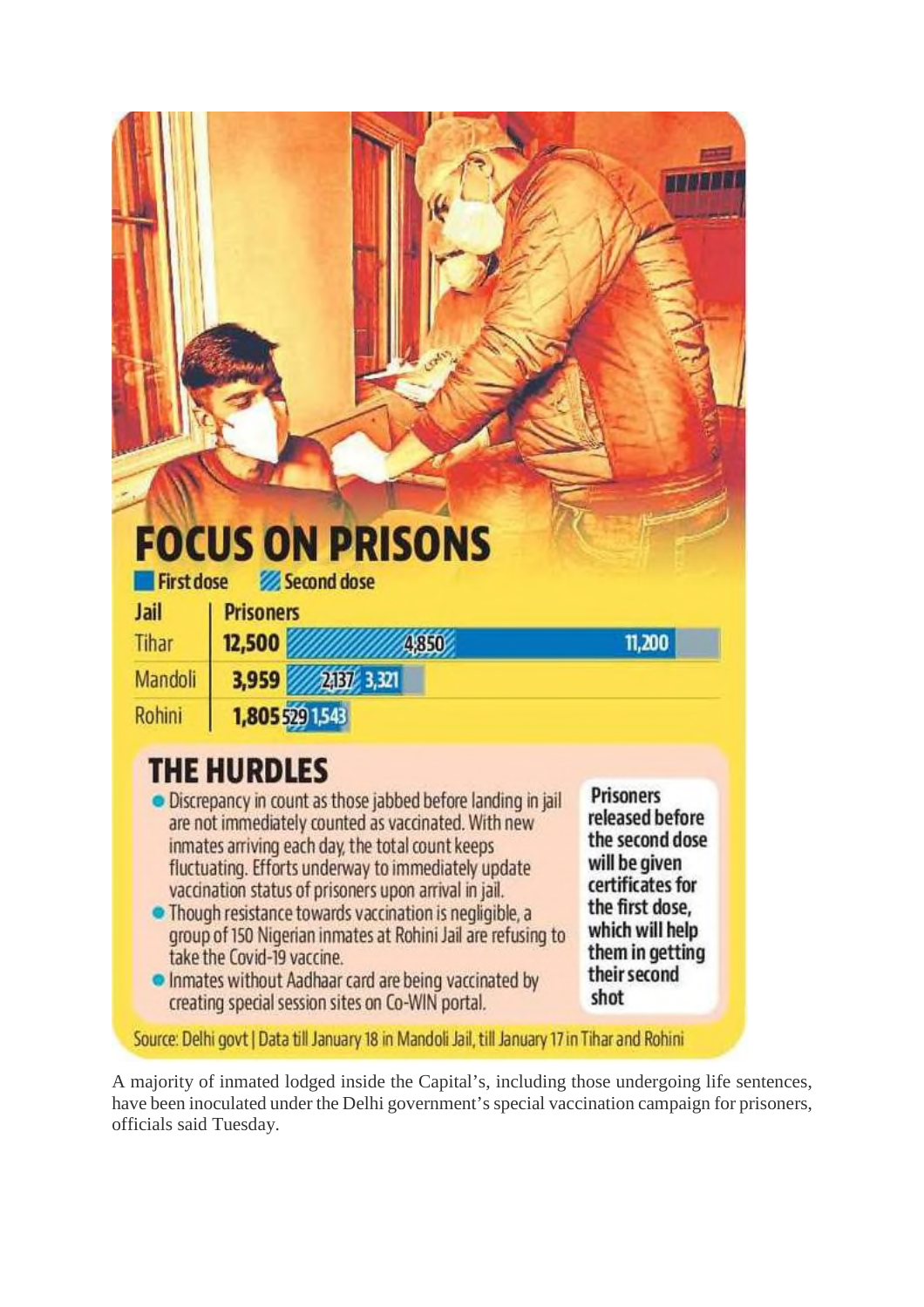## FOCUS ON PRISONS

First dose | Second dose

| Jail | Prisoners | Second dose | First dose |
|---|---|---|---|
| Tihar | 12,500 | 4,850 | 11,200 |
| Mandoli | 3,959 | 2,137 | 3,321 |
| Rohini | 1,805 | 529 | 1,543 |

## THE HURDLES

- Discrepancy in count as those jabbed before landing in jail are not immediately counted as vaccinated. With new inmates arriving each day, the total count keeps fluctuating. Efforts underway to immediately update vaccination status of prisoners upon arrival in jail.
- Though resistance towards vaccination is negligible, a group of 150 Nigerian inmates at Rohini Jail are refusing to take the Covid-19 vaccine.
- Inmates without Aadhaar card are being vaccinated by creating special session sites on Co-WIN portal.

**Prisoners released before the second dose will be given certificates for the first dose, which will help them in getting their second shot**

Source: Delhi govt | Data till January 18 in Mandoli Jail, till January 17 in Tihar and Rohini

A majority of inmated lodged inside the Capital's, including those undergoing life sentences, have been inoculated under the Delhi government's special vaccination campaign for prisoners, officials said Tuesday.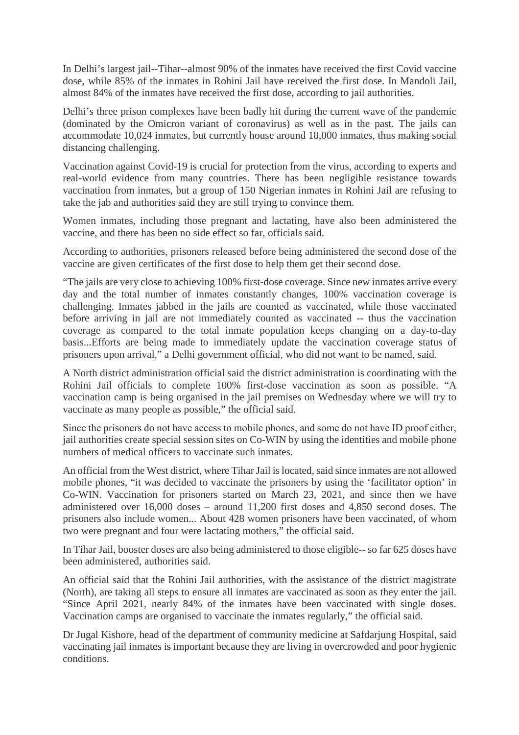In Delhi's largest jail--Tihar--almost 90% of the inmates have received the first Covid vaccine dose, while 85% of the inmates in Rohini Jail have received the first dose. In Mandoli Jail, almost 84% of the inmates have received the first dose, according to jail authorities.

Delhi's three prison complexes have been badly hit during the current wave of the pandemic (dominated by the Omicron variant of coronavirus) as well as in the past. The jails can accommodate 10,024 inmates, but currently house around 18,000 inmates, thus making social distancing challenging.

Vaccination against Covid-19 is crucial for protection from the virus, according to experts and real-world evidence from many countries. There has been negligible resistance towards vaccination from inmates, but a group of 150 Nigerian inmates in Rohini Jail are refusing to take the jab and authorities said they are still trying to convince them.

Women inmates, including those pregnant and lactating, have also been administered the vaccine, and there has been no side effect so far, officials said.

According to authorities, prisoners released before being administered the second dose of the vaccine are given certificates of the first dose to help them get their second dose.

"The jails are very close to achieving 100% first-dose coverage. Since new inmates arrive every day and the total number of inmates constantly changes, 100% vaccination coverage is challenging. Inmates jabbed in the jails are counted as vaccinated, while those vaccinated before arriving in jail are not immediately counted as vaccinated -- thus the vaccination coverage as compared to the total inmate population keeps changing on a day-to-day basis...Efforts are being made to immediately update the vaccination coverage status of prisoners upon arrival," a Delhi government official, who did not want to be named, said.

A North district administration official said the district administration is coordinating with the Rohini Jail officials to complete 100% first-dose vaccination as soon as possible. "A vaccination camp is being organised in the jail premises on Wednesday where we will try to vaccinate as many people as possible," the official said.

Since the prisoners do not have access to mobile phones, and some do not have ID proof either, jail authorities create special session sites on Co-WIN by using the identities and mobile phone numbers of medical officers to vaccinate such inmates.

An official from the West district, where Tihar Jail is located, said since inmates are not allowed mobile phones, "it was decided to vaccinate the prisoners by using the 'facilitator option' in Co-WIN. Vaccination for prisoners started on March 23, 2021, and since then we have administered over 16,000 doses – around 11,200 first doses and 4,850 second doses. The prisoners also include women... About 428 women prisoners have been vaccinated, of whom two were pregnant and four were lactating mothers," the official said.

In Tihar Jail, booster doses are also being administered to those eligible-- so far 625 doses have been administered, authorities said.

An official said that the Rohini Jail authorities, with the assistance of the district magistrate (North), are taking all steps to ensure all inmates are vaccinated as soon as they enter the jail. "Since April 2021, nearly 84% of the inmates have been vaccinated with single doses. Vaccination camps are organised to vaccinate the inmates regularly," the official said.

Dr Jugal Kishore, head of the department of community medicine at Safdarjung Hospital, said vaccinating jail inmates is important because they are living in overcrowded and poor hygienic conditions.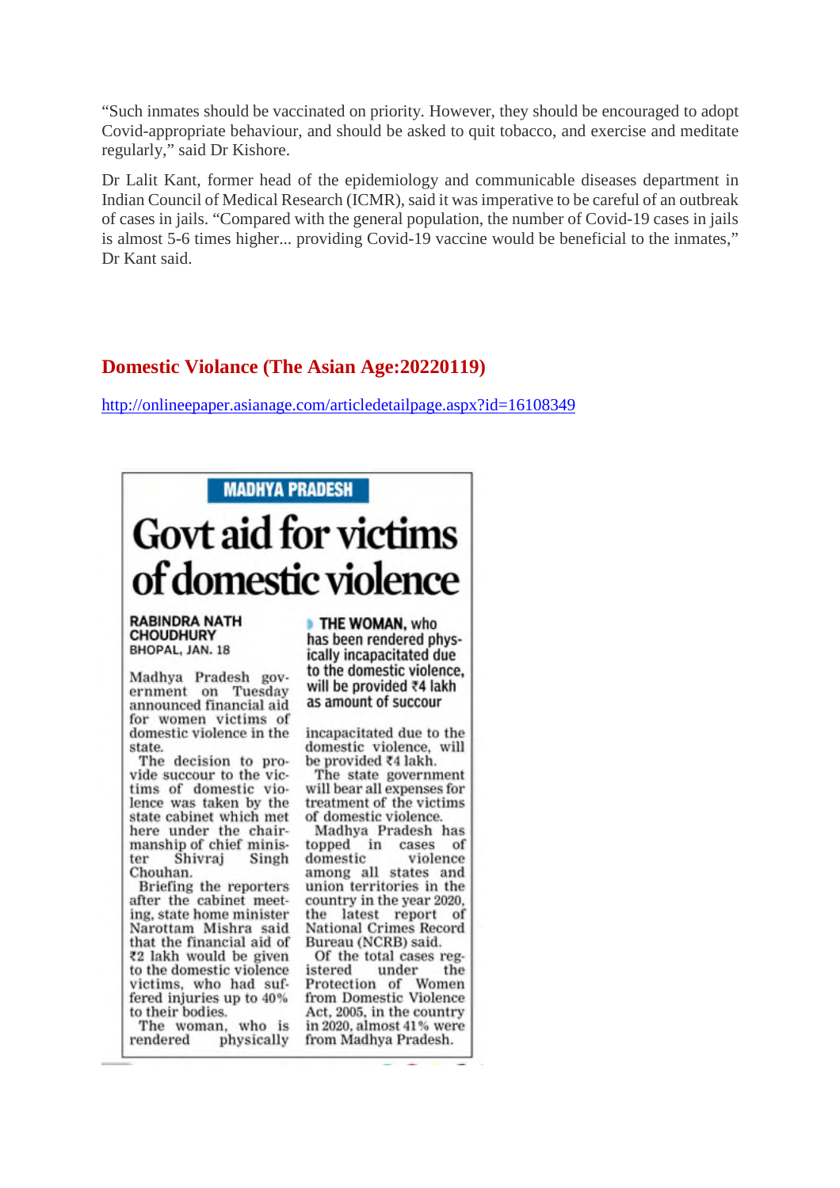"Such inmates should be vaccinated on priority. However, they should be encouraged to adopt Covid-appropriate behaviour, and should be asked to quit tobacco, and exercise and meditate regularly," said Dr Kishore.

Dr Lalit Kant, former head of the epidemiology and communicable diseases department in Indian Council of Medical Research (ICMR), said it was imperative to be careful of an outbreak of cases in jails. "Compared with the general population, the number of Covid-19 cases in jails is almost 5-6 times higher... providing Covid-19 vaccine would be beneficial to the inmates," Dr Kant said.

## Domestic Violence (The Asian Age:20220119)

http://onlineepaper.asianage.com/articledetailpage.aspx?id=16108349

MADHYA PRADESH

# Govt aid for victims of domestic violence

**RABINDRA NATH CHOUDHURY**
BHOPAL, JAN. 18

Madhya Pradesh government on Tuesday announced financial aid for women victims of domestic violence in the state.

The decision to provide succour to the victims of domestic violence was taken by the state cabinet which met here under the chairmanship of chief minister Shivraj Singh Chouhan.

Briefing the reporters after the cabinet meeting, state home minister Narottam Mishra said that the financial aid of ₹2 lakh would be given to the domestic violence victims, who had suffered injuries up to 40% to their bodies.

The woman, who is rendered physically incapacitated due to the domestic violence, will be provided ₹4 lakh.

**THE WOMAN, who has been rendered physically incapacitated due to the domestic violence, will be provided ₹4 lakh as amount of succour**

The state government will bear all expenses for treatment of the victims of domestic violence.

Madhya Pradesh has topped in cases of domestic violence among all states and union territories in the country in the year 2020, the latest report of National Crimes Record Bureau (NCRB) said.

Of the total cases registered under the Protection of Women from Domestic Violence Act, 2005, in the country in 2020, almost 41% were from Madhya Pradesh.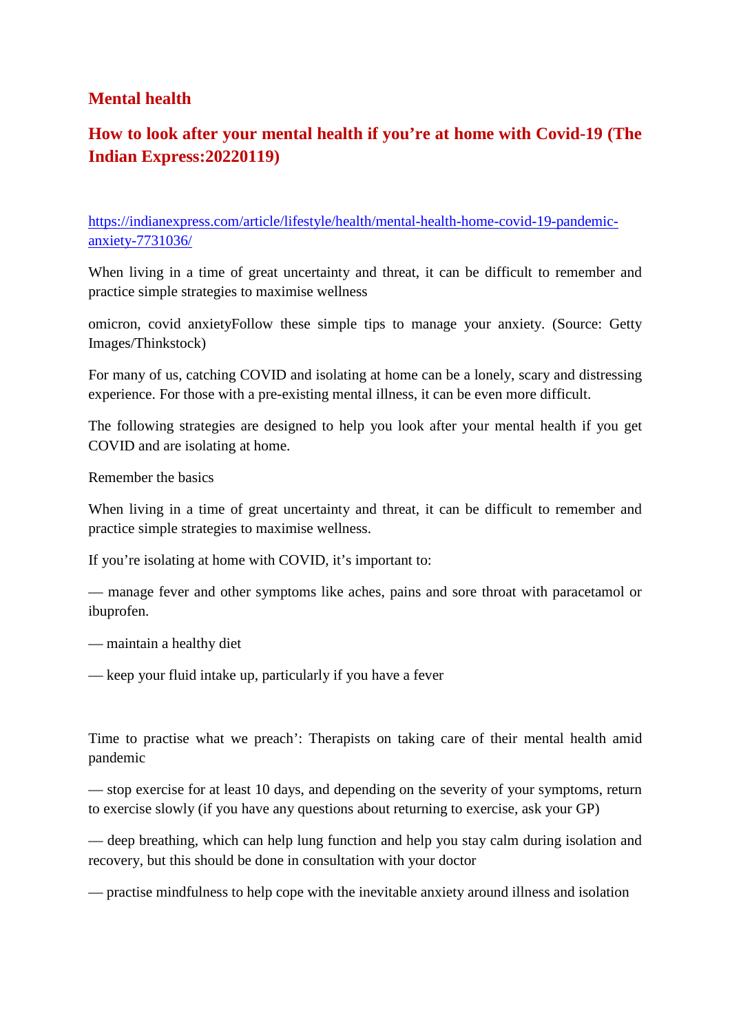## Mental health

## How to look after your mental health if you're at home with Covid-19 (The Indian Express:20220119)

https://indianexpress.com/article/lifestyle/health/mental-health-home-covid-19-pandemic-anxiety-7731036/

When living in a time of great uncertainty and threat, it can be difficult to remember and practice simple strategies to maximise wellness

omicron, covid anxietyFollow these simple tips to manage your anxiety. (Source: Getty Images/Thinkstock)

For many of us, catching COVID and isolating at home can be a lonely, scary and distressing experience. For those with a pre-existing mental illness, it can be even more difficult.

The following strategies are designed to help you look after your mental health if you get COVID and are isolating at home.

Remember the basics

When living in a time of great uncertainty and threat, it can be difficult to remember and practice simple strategies to maximise wellness.

If you're isolating at home with COVID, it's important to:

— manage fever and other symptoms like aches, pains and sore throat with paracetamol or ibuprofen.

— maintain a healthy diet

— keep your fluid intake up, particularly if you have a fever

Time to practise what we preach': Therapists on taking care of their mental health amid pandemic

— stop exercise for at least 10 days, and depending on the severity of your symptoms, return to exercise slowly (if you have any questions about returning to exercise, ask your GP)

— deep breathing, which can help lung function and help you stay calm during isolation and recovery, but this should be done in consultation with your doctor

— practise mindfulness to help cope with the inevitable anxiety around illness and isolation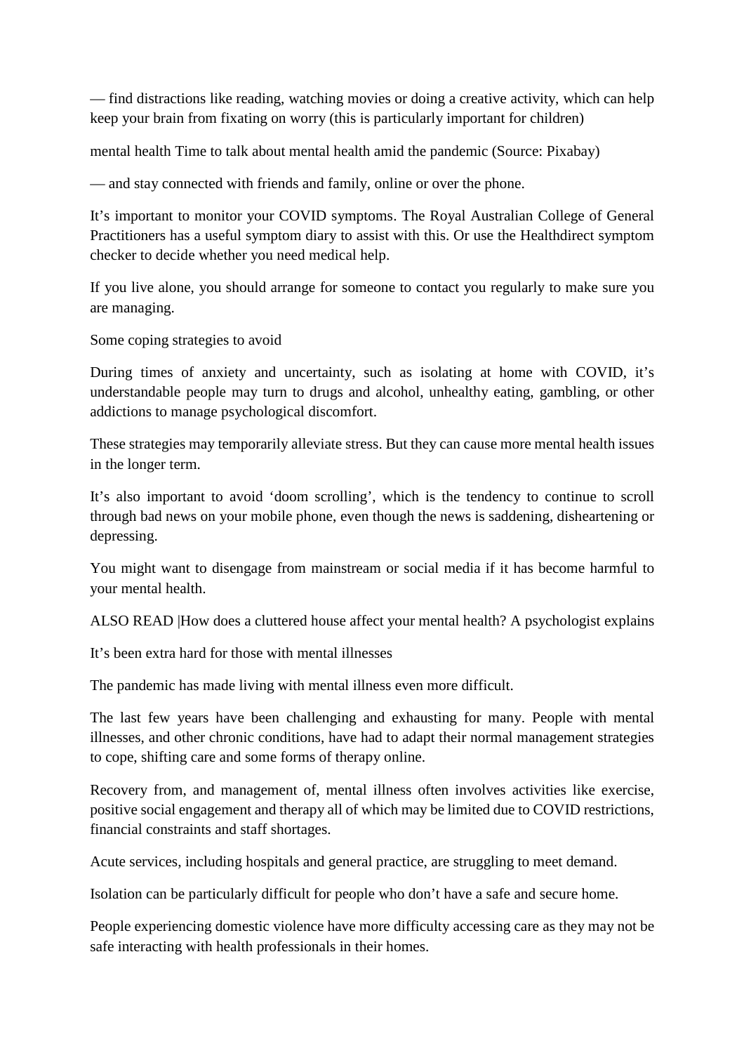— find distractions like reading, watching movies or doing a creative activity, which can help keep your brain from fixating on worry (this is particularly important for children)

mental health Time to talk about mental health amid the pandemic (Source: Pixabay)

— and stay connected with friends and family, online or over the phone.

It's important to monitor your COVID symptoms. The Royal Australian College of General Practitioners has a useful symptom diary to assist with this. Or use the Healthdirect symptom checker to decide whether you need medical help.

If you live alone, you should arrange for someone to contact you regularly to make sure you are managing.

Some coping strategies to avoid

During times of anxiety and uncertainty, such as isolating at home with COVID, it's understandable people may turn to drugs and alcohol, unhealthy eating, gambling, or other addictions to manage psychological discomfort.

These strategies may temporarily alleviate stress. But they can cause more mental health issues in the longer term.

It's also important to avoid 'doom scrolling', which is the tendency to continue to scroll through bad news on your mobile phone, even though the news is saddening, disheartening or depressing.

You might want to disengage from mainstream or social media if it has become harmful to your mental health.

ALSO READ |How does a cluttered house affect your mental health? A psychologist explains

It's been extra hard for those with mental illnesses

The pandemic has made living with mental illness even more difficult.

The last few years have been challenging and exhausting for many. People with mental illnesses, and other chronic conditions, have had to adapt their normal management strategies to cope, shifting care and some forms of therapy online.

Recovery from, and management of, mental illness often involves activities like exercise, positive social engagement and therapy all of which may be limited due to COVID restrictions, financial constraints and staff shortages.

Acute services, including hospitals and general practice, are struggling to meet demand.

Isolation can be particularly difficult for people who don't have a safe and secure home.

People experiencing domestic violence have more difficulty accessing care as they may not be safe interacting with health professionals in their homes.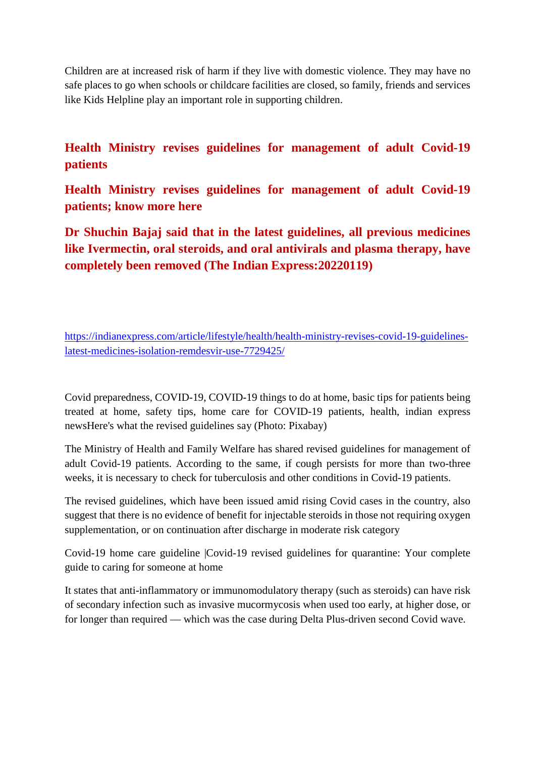Children are at increased risk of harm if they live with domestic violence. They may have no safe places to go when schools or childcare facilities are closed, so family, friends and services like Kids Helpline play an important role in supporting children.

## Health Ministry revises guidelines for management of adult Covid-19 patients

## Health Ministry revises guidelines for management of adult Covid-19 patients; know more here

## Dr Shuchin Bajaj said that in the latest guidelines, all previous medicines like Ivermectin, oral steroids, and oral antivirals and plasma therapy, have completely been removed (The Indian Express:20220119)

https://indianexpress.com/article/lifestyle/health/health-ministry-revises-covid-19-guidelines-latest-medicines-isolation-remdesvir-use-7729425/

Covid preparedness, COVID-19, COVID-19 things to do at home, basic tips for patients being treated at home, safety tips, home care for COVID-19 patients, health, indian express newsHere's what the revised guidelines say (Photo: Pixabay)

The Ministry of Health and Family Welfare has shared revised guidelines for management of adult Covid-19 patients. According to the same, if cough persists for more than two-three weeks, it is necessary to check for tuberculosis and other conditions in Covid-19 patients.

The revised guidelines, which have been issued amid rising Covid cases in the country, also suggest that there is no evidence of benefit for injectable steroids in those not requiring oxygen supplementation, or on continuation after discharge in moderate risk category

Covid-19 home care guideline |Covid-19 revised guidelines for quarantine: Your complete guide to caring for someone at home

It states that anti-inflammatory or immunomodulatory therapy (such as steroids) can have risk of secondary infection such as invasive mucormycosis when used too early, at higher dose, or for longer than required — which was the case during Delta Plus-driven second Covid wave.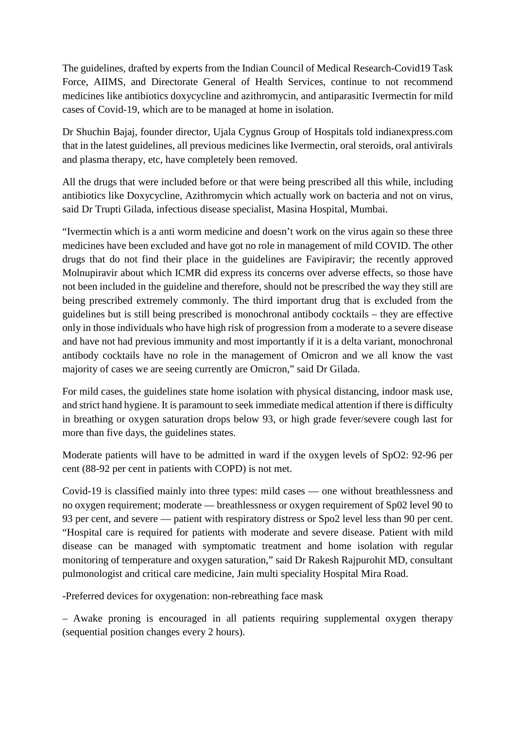The guidelines, drafted by experts from the Indian Council of Medical Research-Covid19 Task Force, AIIMS, and Directorate General of Health Services, continue to not recommend medicines like antibiotics doxycycline and azithromycin, and antiparasitic Ivermectin for mild cases of Covid-19, which are to be managed at home in isolation.

Dr Shuchin Bajaj, founder director, Ujala Cygnus Group of Hospitals told indianexpress.com that in the latest guidelines, all previous medicines like Ivermectin, oral steroids, oral antivirals and plasma therapy, etc, have completely been removed.

All the drugs that were included before or that were being prescribed all this while, including antibiotics like Doxycycline, Azithromycin which actually work on bacteria and not on virus, said Dr Trupti Gilada, infectious disease specialist, Masina Hospital, Mumbai.

"Ivermectin which is a anti worm medicine and doesn't work on the virus again so these three medicines have been excluded and have got no role in management of mild COVID. The other drugs that do not find their place in the guidelines are Favipiravir; the recently approved Molnupiravir about which ICMR did express its concerns over adverse effects, so those have not been included in the guideline and therefore, should not be prescribed the way they still are being prescribed extremely commonly. The third important drug that is excluded from the guidelines but is still being prescribed is monochronal antibody cocktails – they are effective only in those individuals who have high risk of progression from a moderate to a severe disease and have not had previous immunity and most importantly if it is a delta variant, monochronal antibody cocktails have no role in the management of Omicron and we all know the vast majority of cases we are seeing currently are Omicron," said Dr Gilada.

For mild cases, the guidelines state home isolation with physical distancing, indoor mask use, and strict hand hygiene. It is paramount to seek immediate medical attention if there is difficulty in breathing or oxygen saturation drops below 93, or high grade fever/severe cough last for more than five days, the guidelines states.

Moderate patients will have to be admitted in ward if the oxygen levels of SpO2: 92-96 per cent (88-92 per cent in patients with COPD) is not met.

Covid-19 is classified mainly into three types: mild cases — one without breathlessness and no oxygen requirement; moderate — breathlessness or oxygen requirement of Sp02 level 90 to 93 per cent, and severe — patient with respiratory distress or Spo2 level less than 90 per cent. "Hospital care is required for patients with moderate and severe disease. Patient with mild disease can be managed with symptomatic treatment and home isolation with regular monitoring of temperature and oxygen saturation," said Dr Rakesh Rajpurohit MD, consultant pulmonologist and critical care medicine, Jain multi speciality Hospital Mira Road.

-Preferred devices for oxygenation: non-rebreathing face mask

– Awake proning is encouraged in all patients requiring supplemental oxygen therapy (sequential position changes every 2 hours).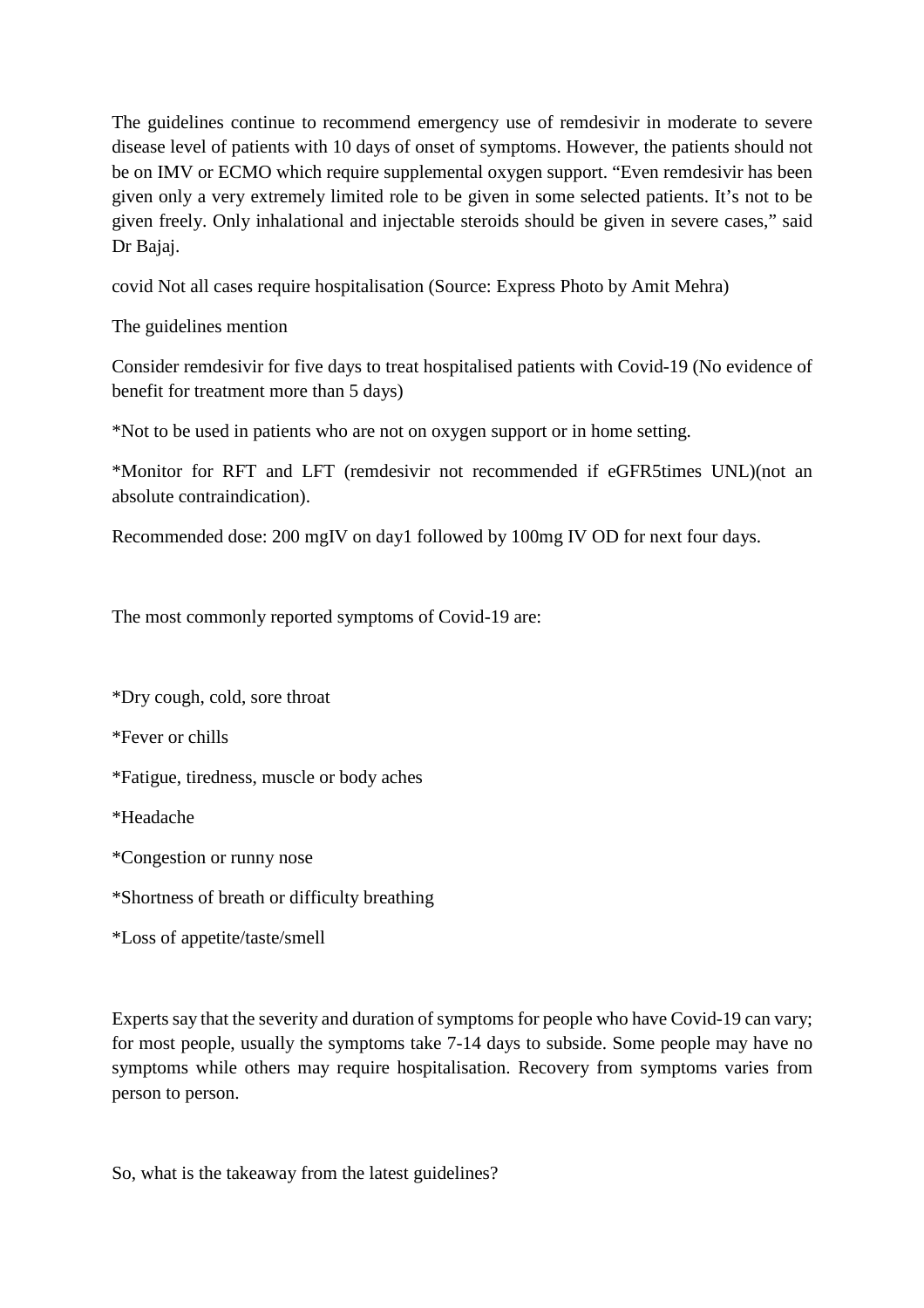The guidelines continue to recommend emergency use of remdesivir in moderate to severe disease level of patients with 10 days of onset of symptoms. However, the patients should not be on IMV or ECMO which require supplemental oxygen support. “Even remdesivir has been given only a very extremely limited role to be given in some selected patients. It’s not to be given freely. Only inhalational and injectable steroids should be given in severe cases,” said Dr Bajaj.

covid Not all cases require hospitalisation (Source: Express Photo by Amit Mehra)

The guidelines mention

Consider remdesivir for five days to treat hospitalised patients with Covid-19 (No evidence of benefit for treatment more than 5 days)

*Not to be used in patients who are not on oxygen support or in home setting.

*Monitor for RFT and LFT (remdesivir not recommended if eGFR5times UNL)(not an absolute contraindication).

Recommended dose: 200 mgIV on day1 followed by 100mg IV OD for next four days.

The most commonly reported symptoms of Covid-19 are:

*Dry cough, cold, sore throat

*Fever or chills

*Fatigue, tiredness, muscle or body aches

*Headache

*Congestion or runny nose

*Shortness of breath or difficulty breathing

*Loss of appetite/taste/smell

Experts say that the severity and duration of symptoms for people who have Covid-19 can vary; for most people, usually the symptoms take 7-14 days to subside. Some people may have no symptoms while others may require hospitalisation. Recovery from symptoms varies from person to person.

So, what is the takeaway from the latest guidelines?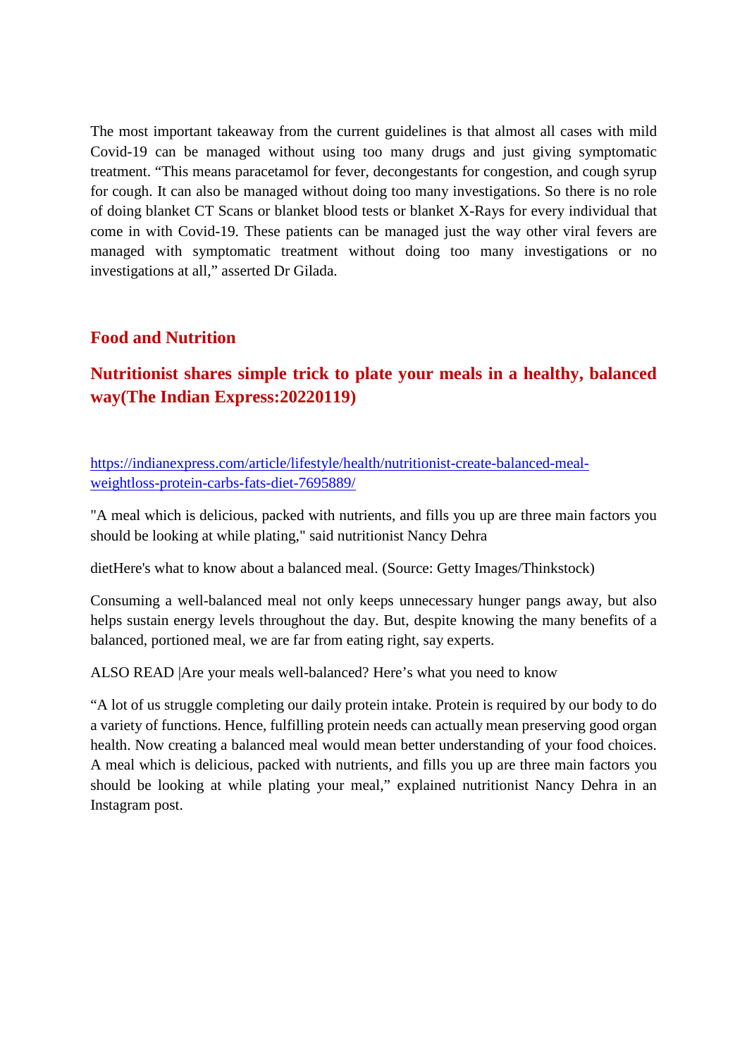The most important takeaway from the current guidelines is that almost all cases with mild Covid-19 can be managed without using too many drugs and just giving symptomatic treatment. “This means paracetamol for fever, decongestants for congestion, and cough syrup for cough. It can also be managed without doing too many investigations. So there is no role of doing blanket CT Scans or blanket blood tests or blanket X-Rays for every individual that come in with Covid-19. These patients can be managed just the way other viral fevers are managed with symptomatic treatment without doing too many investigations or no investigations at all,” asserted Dr Gilada.

## Food and Nutrition

## Nutritionist shares simple trick to plate your meals in a healthy, balanced way(The Indian Express:20220119)

[https://indianexpress.com/article/lifestyle/health/nutritionist-create-balanced-meal-weightloss-protein-carbs-fats-diet-7695889/](https://indianexpress.com/article/lifestyle/health/nutritionist-create-balanced-meal-weightloss-protein-carbs-fats-diet-7695889/)

"A meal which is delicious, packed with nutrients, and fills you up are three main factors you should be looking at while plating," said nutritionist Nancy Dehra

dietHere's what to know about a balanced meal. (Source: Getty Images/Thinkstock)

Consuming a well-balanced meal not only keeps unnecessary hunger pangs away, but also helps sustain energy levels throughout the day. But, despite knowing the many benefits of a balanced, portioned meal, we are far from eating right, say experts.

ALSO READ |Are your meals well-balanced? Here’s what you need to know

“A lot of us struggle completing our daily protein intake. Protein is required by our body to do a variety of functions. Hence, fulfilling protein needs can actually mean preserving good organ health. Now creating a balanced meal would mean better understanding of your food choices. A meal which is delicious, packed with nutrients, and fills you up are three main factors you should be looking at while plating your meal,” explained nutritionist Nancy Dehra in an Instagram post.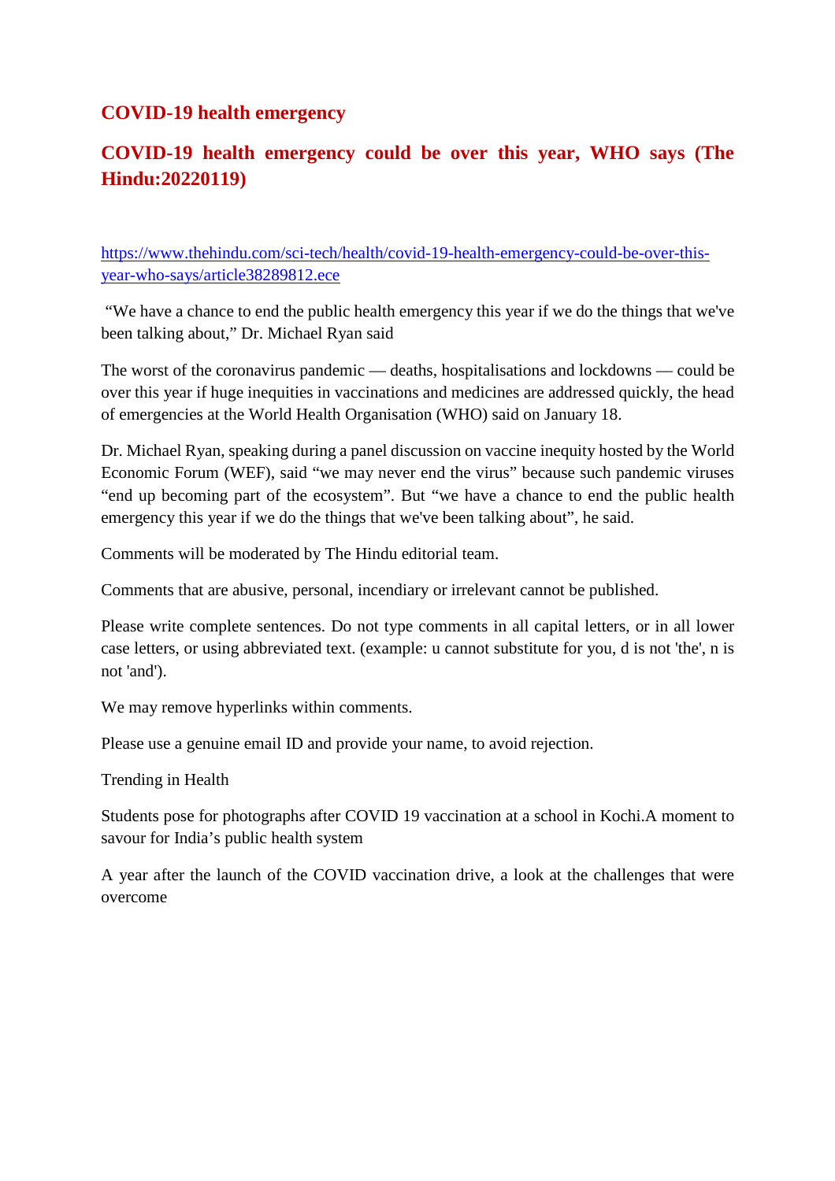## COVID-19 health emergency

## COVID-19 health emergency could be over this year, WHO says (The Hindu:20220119)

https://www.thehindu.com/sci-tech/health/covid-19-health-emergency-could-be-over-this-year-who-says/article38289812.ece

"We have a chance to end the public health emergency this year if we do the things that we've been talking about," Dr. Michael Ryan said

The worst of the coronavirus pandemic — deaths, hospitalisations and lockdowns — could be over this year if huge inequities in vaccinations and medicines are addressed quickly, the head of emergencies at the World Health Organisation (WHO) said on January 18.

Dr. Michael Ryan, speaking during a panel discussion on vaccine inequity hosted by the World Economic Forum (WEF), said "we may never end the virus" because such pandemic viruses "end up becoming part of the ecosystem". But "we have a chance to end the public health emergency this year if we do the things that we've been talking about", he said.

Comments will be moderated by The Hindu editorial team.

Comments that are abusive, personal, incendiary or irrelevant cannot be published.

Please write complete sentences. Do not type comments in all capital letters, or in all lower case letters, or using abbreviated text. (example: u cannot substitute for you, d is not 'the', n is not 'and').

We may remove hyperlinks within comments.

Please use a genuine email ID and provide your name, to avoid rejection.

Trending in Health

Students pose for photographs after COVID 19 vaccination at a school in Kochi.A moment to savour for India's public health system

A year after the launch of the COVID vaccination drive, a look at the challenges that were overcome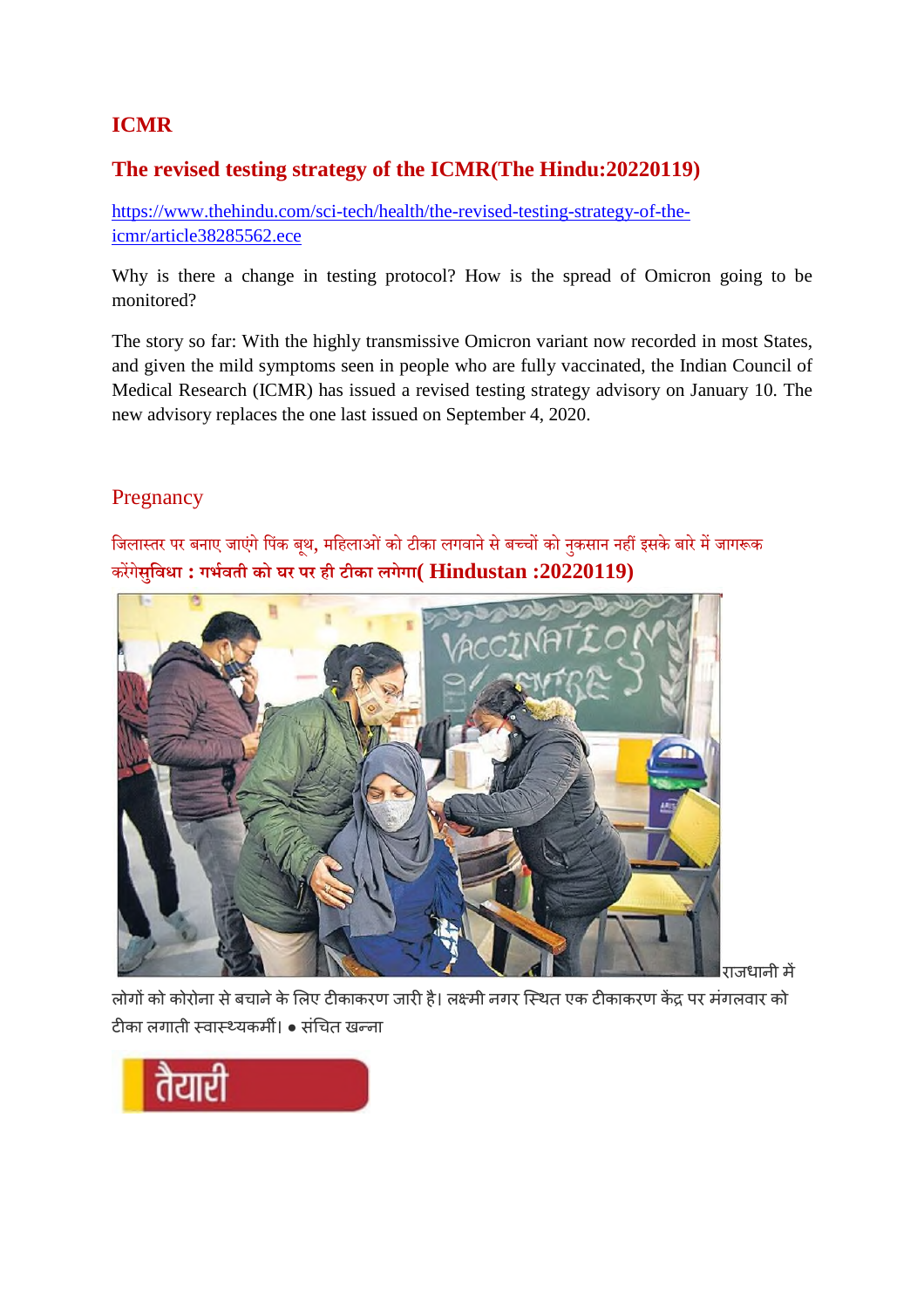## ICMR

### The revised testing strategy of the ICMR(The Hindu:20220119)

https://www.thehindu.com/sci-tech/health/the-revised-testing-strategy-of-the-icmr/article38285562.ece

Why is there a change in testing protocol? How is the spread of Omicron going to be monitored?

The story so far: With the highly transmissive Omicron variant now recorded in most States, and given the mild symptoms seen in people who are fully vaccinated, the Indian Council of Medical Research (ICMR) has issued a revised testing strategy advisory on January 10. The new advisory replaces the one last issued on September 4, 2020.

## Pregnancy

### जिलास्तर पर बनाए जाएंगे पिंक बूथ, महिलाओं को टीका लगवाने से बच्चों को नुकसान नहीं इसके बारे में जागरूक करेंगेसुविधा : गर्भवती को घर पर ही टीका लगेगा( Hindustan :20220119)

राजधानी में लोगों को कोरोना से बचाने के लिए टीकाकरण जारी है। लक्ष्मी नगर स्थित एक टीकाकरण केंद्र पर मंगलवार को टीका लगाती स्वास्थ्यकर्मी। ● संचित खन्ना

तैयारी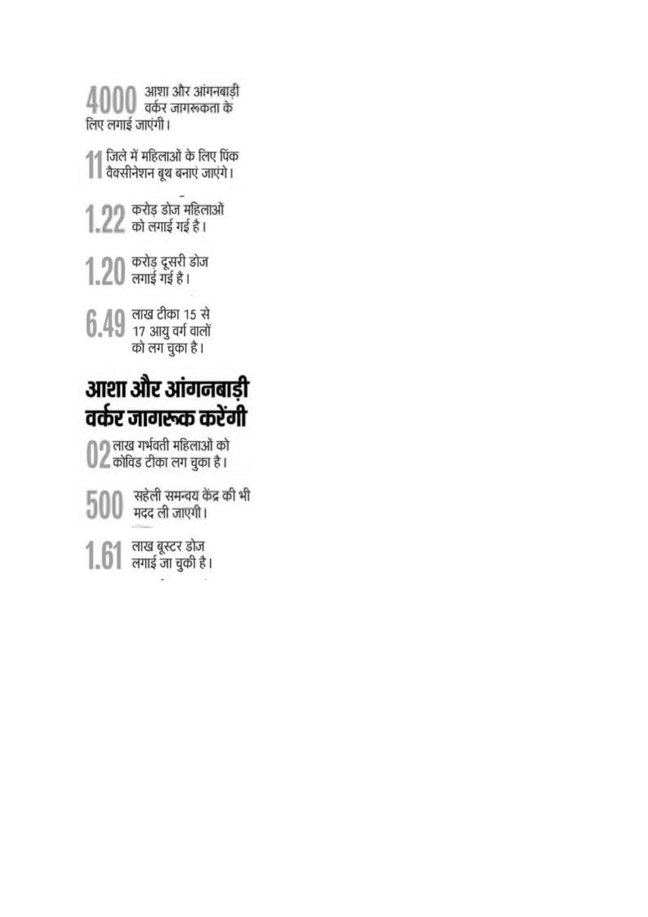**4000** आशा और आंगनबाड़ी वर्कर जागरूकता के लिए लगाई जाएंगी।

**11** जिले में महिलाओं के लिए पिंक वैक्सीनेशन बूथ बनाएं जाएंगे।

**1.22** करोड़ डोज महिलाओं को लगाई गई है।

**1.20** करोड़ दूसरी डोज लगाई गई है।

**6.49** लाख टीका 15 से 17 आयु वर्ग वालों को लग चुका है।

## आशा और आंगनबाड़ी वर्कर जागरूक करेंगी

**02** लाख गर्भवती महिलाओं को कोविड टीका लग चुका है।

**500** सहेली समन्वय केंद्र की भी मदद ली जाएगी।

**1.61** लाख बूस्टर डोज लगाई जा चुकी है।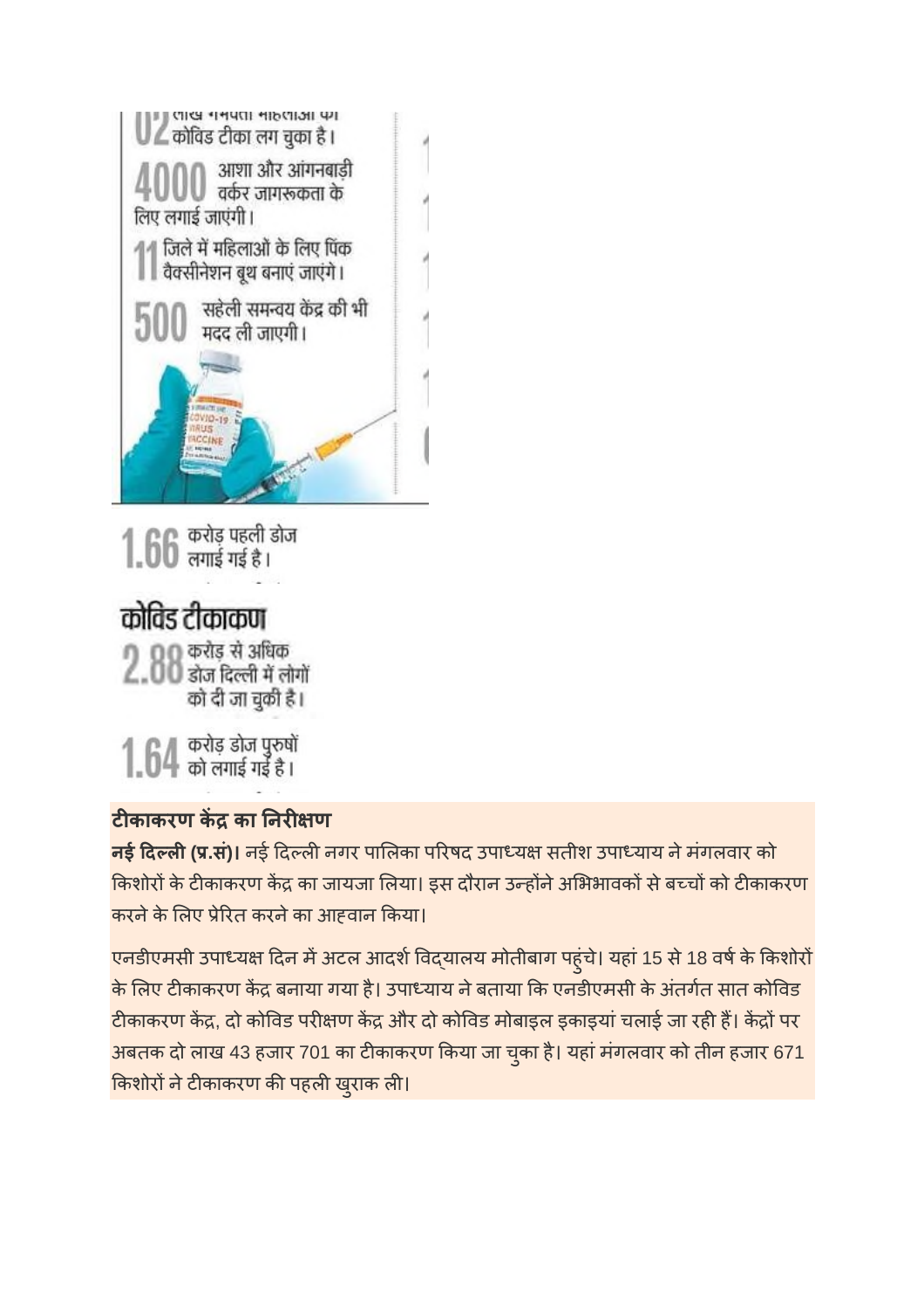02 लाख गर्भवती महिलाओं को कोविड टीका लग चुका है।

4000 आशा और आंगनबाड़ी वर्कर जागरूकता के लिए लगाई जाएंगी।

11 जिले में महिलाओं के लिए पिंक वैक्सीनेशन बूथ बनाएं जाएंगे।

500 सहेली समन्वय केंद्र की भी मदद ली जाएगी।

1.66 करोड़ पहली डोज लगाई गई है।

## कोविड टीकाकरण

2.88 करोड़ से अधिक डोज दिल्ली में लोगों को दी जा चुकी है।

1.64 करोड़ डोज पुरुषों को लगाई गई है।

### टीकाकरण केंद्र का निरीक्षण

**नई दिल्ली (प्र.सं)।** नई दिल्ली नगर पालिका परिषद उपाध्यक्ष सतीश उपाध्याय ने मंगलवार को किशोरों के टीकाकरण केंद्र का जायजा लिया। इस दौरान उन्होंने अभिभावकों से बच्चों को टीकाकरण करने के लिए प्रेरित करने का आह्वान किया।

एनडीएमसी उपाध्यक्ष दिन में अटल आदर्श विद्यालय मोतीबाग पहुंचे। यहां 15 से 18 वर्ष के किशोरों के लिए टीकाकरण केंद्र बनाया गया है। उपाध्याय ने बताया कि एनडीएमसी के अंतर्गत सात कोविड टीकाकरण केंद्र, दो कोविड परीक्षण केंद्र और दो कोविड मोबाइल इकाइयां चलाई जा रही हैं। केंद्रों पर अबतक दो लाख 43 हजार 701 का टीकाकरण किया जा चुका है। यहां मंगलवार को तीन हजार 671 किशोरों ने टीकाकरण की पहली खुराक ली।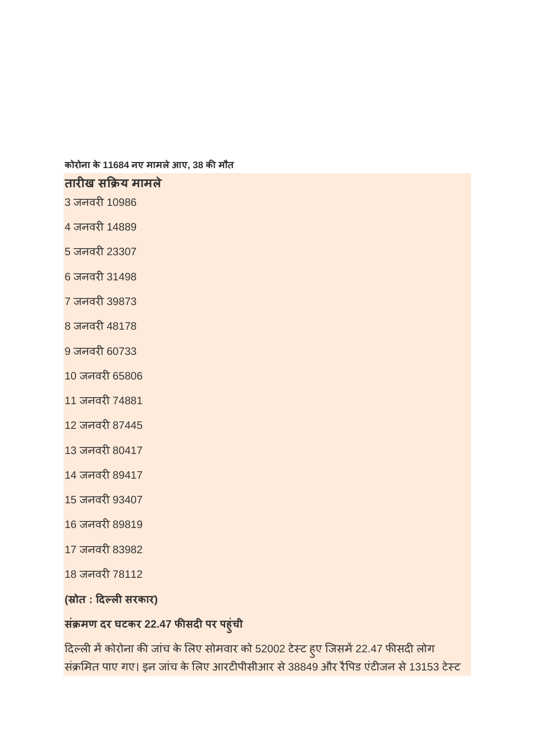**कोरोना के 11684 नए मामले आए, 38 की मौत**

| तारीख | सक्रिय मामले |
| --- | --- |
| 3 जनवरी | 10986 |
| 4 जनवरी | 14889 |
| 5 जनवरी | 23307 |
| 6 जनवरी | 31498 |
| 7 जनवरी | 39873 |
| 8 जनवरी | 48178 |
| 9 जनवरी | 60733 |
| 10 जनवरी | 65806 |
| 11 जनवरी | 74881 |
| 12 जनवरी | 87445 |
| 13 जनवरी | 80417 |
| 14 जनवरी | 89417 |
| 15 जनवरी | 93407 |
| 16 जनवरी | 89819 |
| 17 जनवरी | 83982 |
| 18 जनवरी | 78112 |

**(स्रोत : दिल्ली सरकार)**

**संक्रमण दर घटकर 22.47 फीसदी पर पहुंची**

दिल्ली में कोरोना की जांच के लिए सोमवार को 52002 टेस्ट हुए जिसमें 22.47 फीसदी लोग संक्रमित पाए गए। इन जांच के लिए आरटीपीसीआर से 38849 और रैपिड एंटीजन से 13153 टेस्ट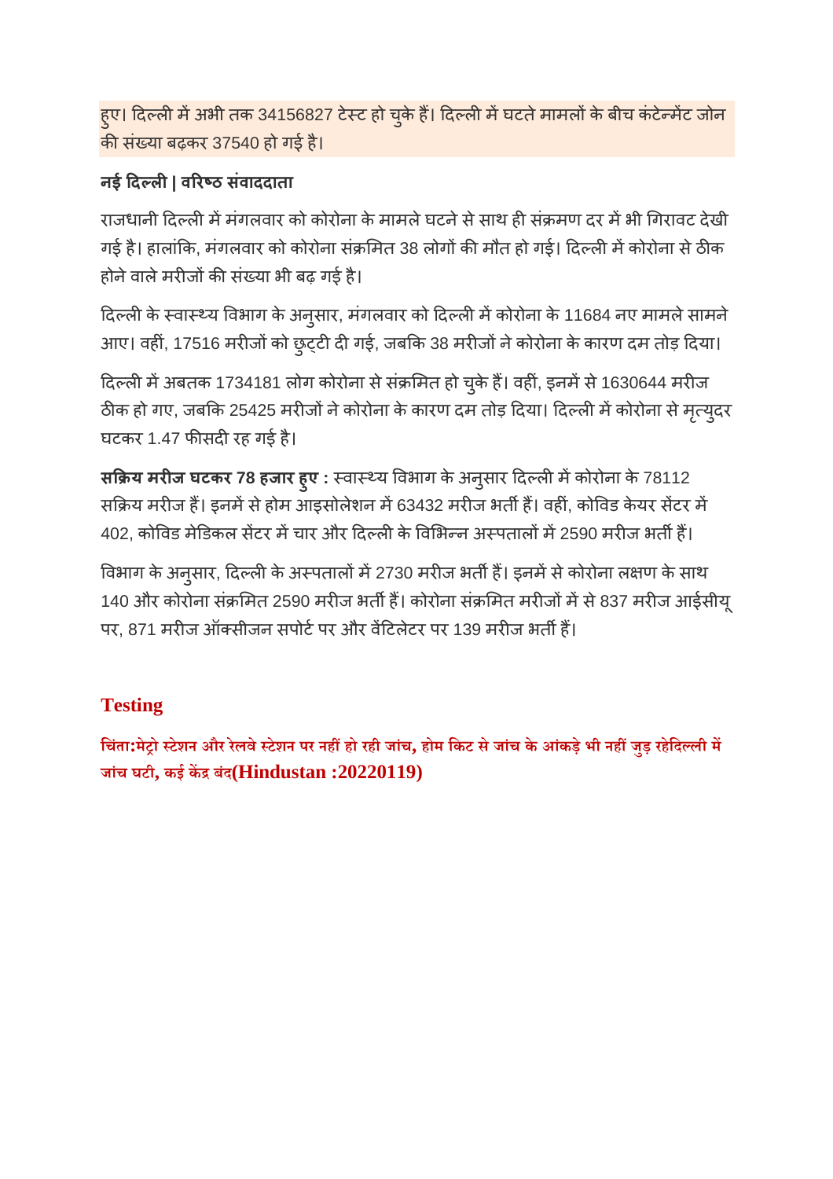हुए। दिल्ली में अभी तक 34156827 टेस्ट हो चुके हैं। दिल्ली में घटते मामलों के बीच कंटेन्मेंट जोन की संख्या बढ़कर 37540 हो गई है।

**नई दिल्ली | वरिष्ठ संवाददाता**

राजधानी दिल्ली में मंगलवार को कोरोना के मामले घटने से साथ ही संक्रमण दर में भी गिरावट देखी गई है। हालांकि, मंगलवार को कोरोना संक्रमित 38 लोगों की मौत हो गई। दिल्ली में कोरोना से ठीक होने वाले मरीजों की संख्या भी बढ़ गई है।

दिल्ली के स्वास्थ्य विभाग के अनुसार, मंगलवार को दिल्ली में कोरोना के 11684 नए मामले सामने आए। वहीं, 17516 मरीजों को छुट्टी दी गई, जबकि 38 मरीजों ने कोरोना के कारण दम तोड़ दिया।

दिल्ली में अबतक 1734181 लोग कोरोना से संक्रमित हो चुके हैं। वहीं, इनमें से 1630644 मरीज ठीक हो गए, जबकि 25425 मरीजों ने कोरोना के कारण दम तोड़ दिया। दिल्ली में कोरोना से मृत्युदर घटकर 1.47 फीसदी रह गई है।

**सक्रिय मरीज घटकर 78 हजार हुए :** स्वास्थ्य विभाग के अनुसार दिल्ली में कोरोना के 78112 सक्रिय मरीज हैं। इनमें से होम आइसोलेशन में 63432 मरीज भर्ती हैं। वहीं, कोविड केयर सेंटर में 402, कोविड मेडिकल सेंटर में चार और दिल्ली के विभिन्न अस्पतालों में 2590 मरीज भर्ती हैं।

विभाग के अनुसार, दिल्ली के अस्पतालों में 2730 मरीज भर्ती हैं। इनमें से कोरोना लक्षण के साथ 140 और कोरोना संक्रमित 2590 मरीज भर्ती हैं। कोरोना संक्रमित मरीजों में से 837 मरीज आईसीयू पर, 871 मरीज ऑक्सीजन सपोर्ट पर और वेंटिलेटर पर 139 मरीज भर्ती हैं।

## Testing

**चिंता:मेट्रो स्टेशन और रेलवे स्टेशन पर नहीं हो रही जांच, होम किट से जांच के आंकड़े भी नहीं जुड़ रहेदिल्ली में जांच घटी, कई केंद्र बंद(Hindustan :20220119)**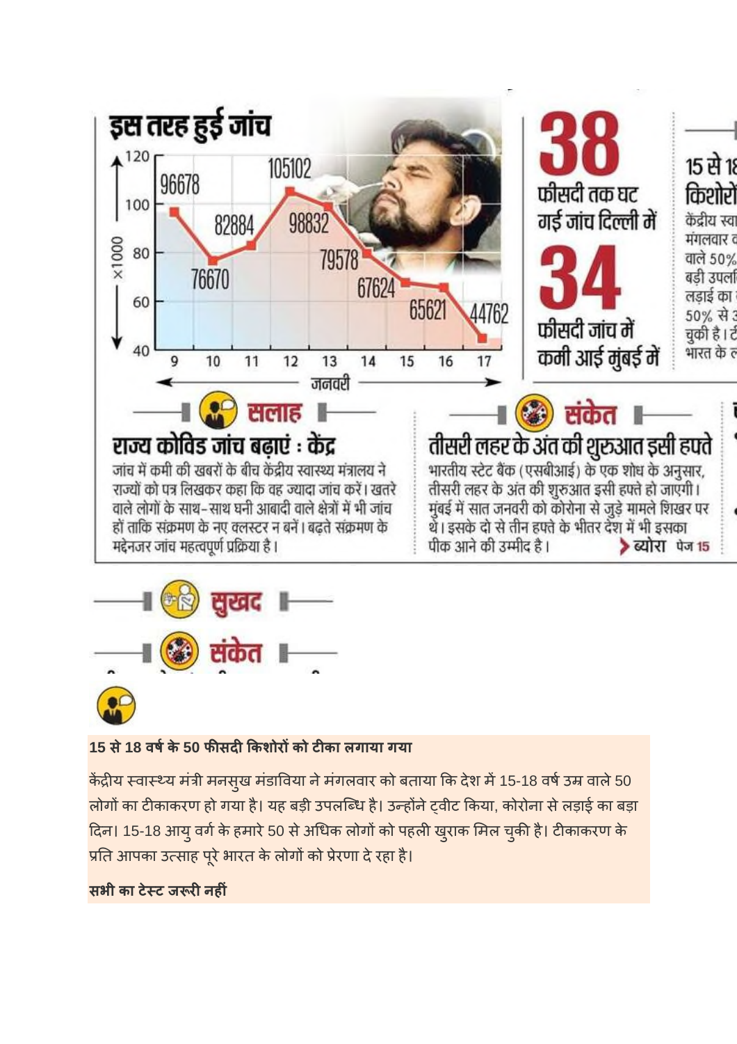## इस तरह हुई जांच

| जनवरी | 9 | 10 | 11 | 12 | 13 | 14 | 15 | 16 | 17 |
|---|---|---|---|---|---|---|---|---|---|
| जांच | 96678 | 76670 | 82884 | 105102 | 98832 | 79578 | 67624 | 65621 | 44762 |

**38** फीसदी तक घट गई जांच दिल्ली में

**34** फीसदी जांच में कमी आई मुंबई में

### सलाह

**राज्य कोविड जांच बढ़ाएं : केंद्र**

जांच में कमी की खबरों के बीच केंद्रीय स्वास्थ्य मंत्रालय ने राज्यों को पत्र लिखकर कहा कि वह ज्यादा जांच करें। खतरे वाले लोगों के साथ-साथ घनी आबादी वाले क्षेत्रों में भी जांच हों ताकि संक्रमण के नए क्लस्टर न बनें। बढ़ते संक्रमण के मद्देनजर जांच महत्वपूर्ण प्रक्रिया है।

### संकेत

**तीसरी लहर के अंत की शुरुआत इसी हफ्ते**

भारतीय स्टेट बैंक (एसबीआई) के एक शोध के अनुसार, तीसरी लहर के अंत की शुरुआत इसी हफ्ते हो जाएगी। मुंबई में सात जनवरी को कोरोना से जुड़े मामले शिखर पर थे। इसके दो से तीन हफ्ते के भीतर देश में भी इसका पीक आने की उम्मीद है। ब्योरा पेज 15

### सुखद

### संकेत

**15 से 18 वर्ष के 50 फीसदी किशोरों को टीका लगाया गया**

केंद्रीय स्वास्थ्य मंत्री मनसुख मंडाविया ने मंगलवार को बताया कि देश में 15-18 वर्ष उम्र वाले 50 लोगों का टीकाकरण हो गया है। यह बड़ी उपलब्धि है। उन्होंने ट्वीट किया, कोरोना से लड़ाई का बड़ा दिन। 15-18 आयु वर्ग के हमारे 50 से अधिक लोगों को पहली खुराक मिल चुकी है। टीकाकरण के प्रति आपका उत्साह पूरे भारत के लोगों को प्रेरणा दे रहा है।

**सभी का टेस्ट जरूरी नहीं**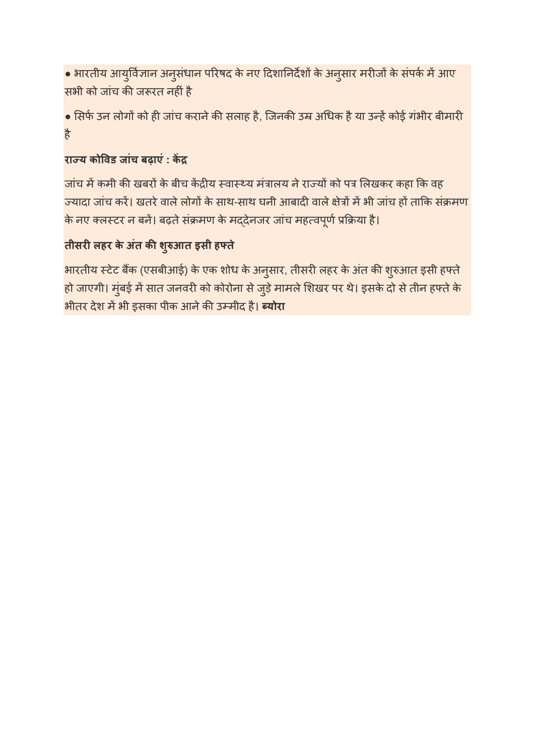● भारतीय आयुर्विज्ञान अनुसंधान परिषद के नए दिशानिर्देशों के अनुसार मरीजों के संपर्क में आए सभी को जांच की जरूरत नहीं है

● सिर्फ उन लोगों को ही जांच कराने की सलाह है, जिनकी उम्र अधिक है या उन्हें कोई गंभीर बीमारी है

**राज्य कोविड जांच बढ़ाएं : केंद्र**

जांच में कमी की खबरों के बीच केंद्रीय स्वास्थ्य मंत्रालय ने राज्यों को पत्र लिखकर कहा कि वह ज्यादा जांच करें। खतरे वाले लोगों के साथ-साथ घनी आबादी वाले क्षेत्रों में भी जांच हों ताकि संक्रमण के नए क्लस्टर न बनें। बढ़ते संक्रमण के मद्देनजर जांच महत्वपूर्ण प्रक्रिया है।

**तीसरी लहर के अंत की शुरुआत इसी हफ्ते**

भारतीय स्टेट बैंक (एसबीआई) के एक शोध के अनुसार, तीसरी लहर के अंत की शुरुआत इसी हफ्ते हो जाएगी। मुंबई में सात जनवरी को कोरोना से जुड़े मामले शिखर पर थे। इसके दो से तीन हफ्ते के भीतर देश में भी इसका पीक आने की उम्मीद है। **ब्योरा**